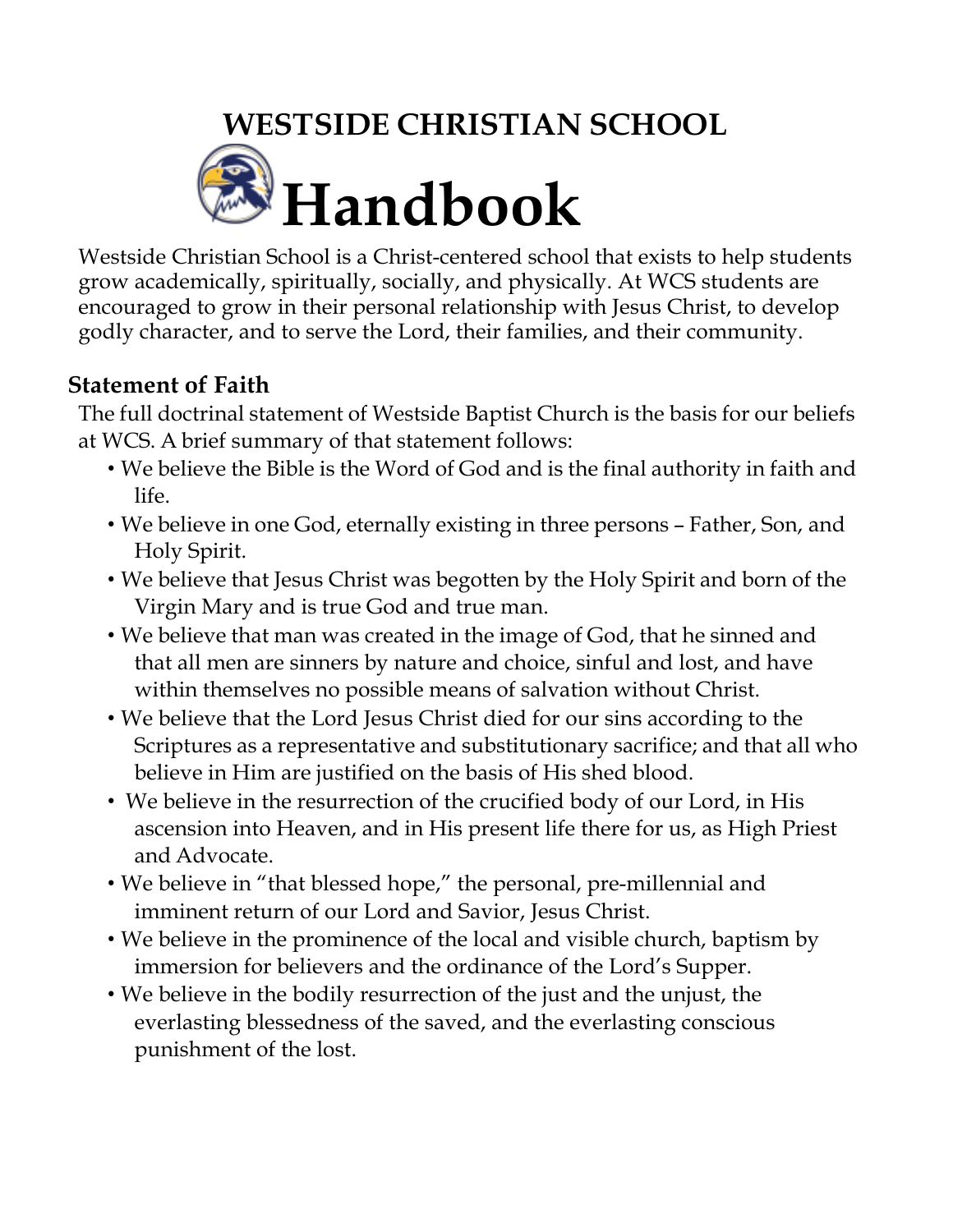# WESTSIDE CHRISTIAN SCHOOL

# Handbook

Westside Christian School is a Christ-centered school that exists to help students grow academically, spiritually, socially, and physically. At WCS students are encouraged to grow in their personal relationship with Jesus Christ, to develop godly character, and to serve the Lord, their families, and their community.

## Statement of Faith

The full doctrinal statement of Westside Baptist Church is the basis for our beliefs at WCS. A brief summary of that statement follows:

- We believe the Bible is the Word of God and is the final authority in faith and life.
- We believe in one God, eternally existing in three persons – Father, Son, and Holy Spirit.
- We believe that Jesus Christ was begotten by the Holy Spirit and born of the Virgin Mary and is true God and true man.
- We believe that man was created in the image of God, that he sinned and that all men are sinners by nature and choice, sinful and lost, and have within themselves no possible means of salvation without Christ.
- We believe that the Lord Jesus Christ died for our sins according to the Scriptures as a representative and substitutionary sacrifice; and that all who believe in Him are justified on the basis of His shed blood.
- We believe in the resurrection of the crucified body of our Lord, in His ascension into Heaven, and in His present life there for us, as High Priest and Advocate.
- We believe in "that blessed hope," the personal, pre-millennial and imminent return of our Lord and Savior, Jesus Christ.
- We believe in the prominence of the local and visible church, baptism by immersion for believers and the ordinance of the Lord's Supper.
- We believe in the bodily resurrection of the just and the unjust, the everlasting blessedness of the saved, and the everlasting conscious punishment of the lost.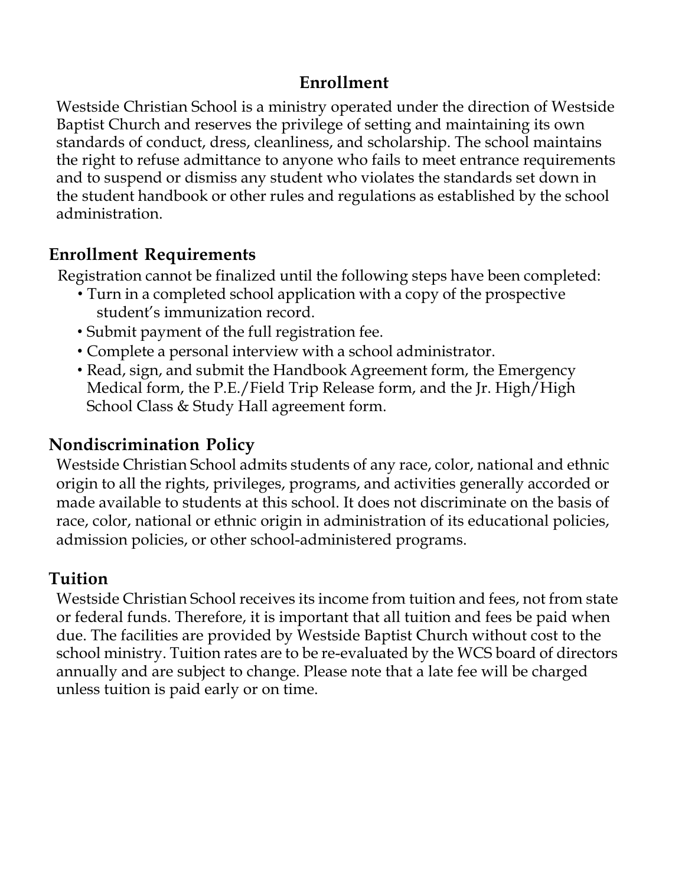## Enrollment

Westside Christian School is a ministry operated under the direction of Westside Baptist Church and reserves the privilege of setting and maintaining its own standards of conduct, dress, cleanliness, and scholarship. The school maintains the right to refuse admittance to anyone who fails to meet entrance requirements and to suspend or dismiss any student who violates the standards set down in the student handbook or other rules and regulations as established by the school administration.

### Enrollment Requirements

Registration cannot be finalized until the following steps have been completed:

- Turn in a completed school application with a copy of the prospective student's immunization record.
- Submit payment of the full registration fee.
- Complete a personal interview with a school administrator.
- Read, sign, and submit the Handbook Agreement form, the Emergency Medical form, the P.E./Field Trip Release form, and the Jr. High/High School Class & Study Hall agreement form.

### Nondiscrimination Policy

Westside Christian School admits students of any race, color, national and ethnic origin to all the rights, privileges, programs, and activities generally accorded or made available to students at this school. It does not discriminate on the basis of race, color, national or ethnic origin in administration of its educational policies, admission policies, or other school-administered programs.

### Tuition

Westside Christian School receives its income from tuition and fees, not from state or federal funds. Therefore, it is important that all tuition and fees be paid when due. The facilities are provided by Westside Baptist Church without cost to the school ministry. Tuition rates are to be re-evaluated by the WCS board of directors annually and are subject to change. Please note that a late fee will be charged unless tuition is paid early or on time.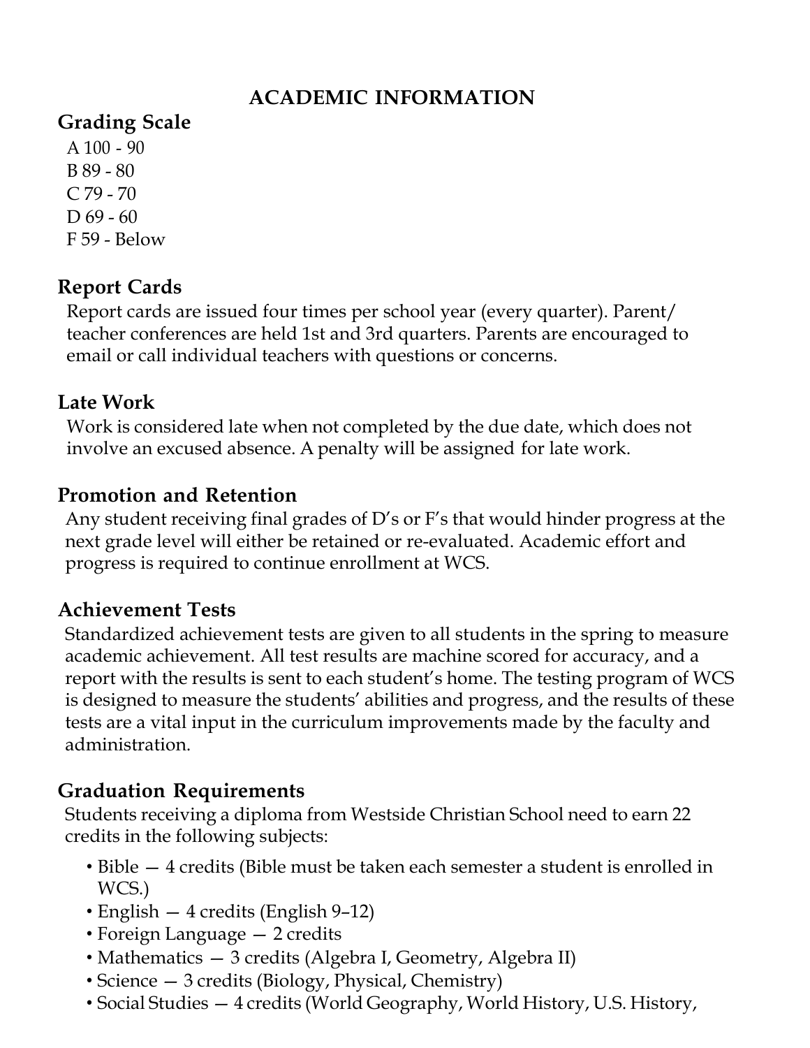# ACADEMIC INFORMATION

## Grading Scale

A 100 - 90
B 89 - 80
C 79 - 70
D 69 - 60
F 59 - Below

## Report Cards

Report cards are issued four times per school year (every quarter). Parent/teacher conferences are held 1st and 3rd quarters. Parents are encouraged to email or call individual teachers with questions or concerns.

## Late Work

Work is considered late when not completed by the due date, which does not involve an excused absence. A penalty will be assigned for late work.

## Promotion and Retention

Any student receiving final grades of D's or F's that would hinder progress at the next grade level will either be retained or re-evaluated. Academic effort and progress is required to continue enrollment at WCS.

## Achievement Tests

Standardized achievement tests are given to all students in the spring to measure academic achievement. All test results are machine scored for accuracy, and a report with the results is sent to each student's home. The testing program of WCS is designed to measure the students' abilities and progress, and the results of these tests are a vital input in the curriculum improvements made by the faculty and administration.

## Graduation Requirements

Students receiving a diploma from Westside Christian School need to earn 22 credits in the following subjects:

- Bible — 4 credits (Bible must be taken each semester a student is enrolled in WCS.)
- English — 4 credits (English 9–12)
- Foreign Language — 2 credits
- Mathematics — 3 credits (Algebra I, Geometry, Algebra II)
- Science — 3 credits (Biology, Physical, Chemistry)
- Social Studies — 4 credits (World Geography, World History, U.S. History,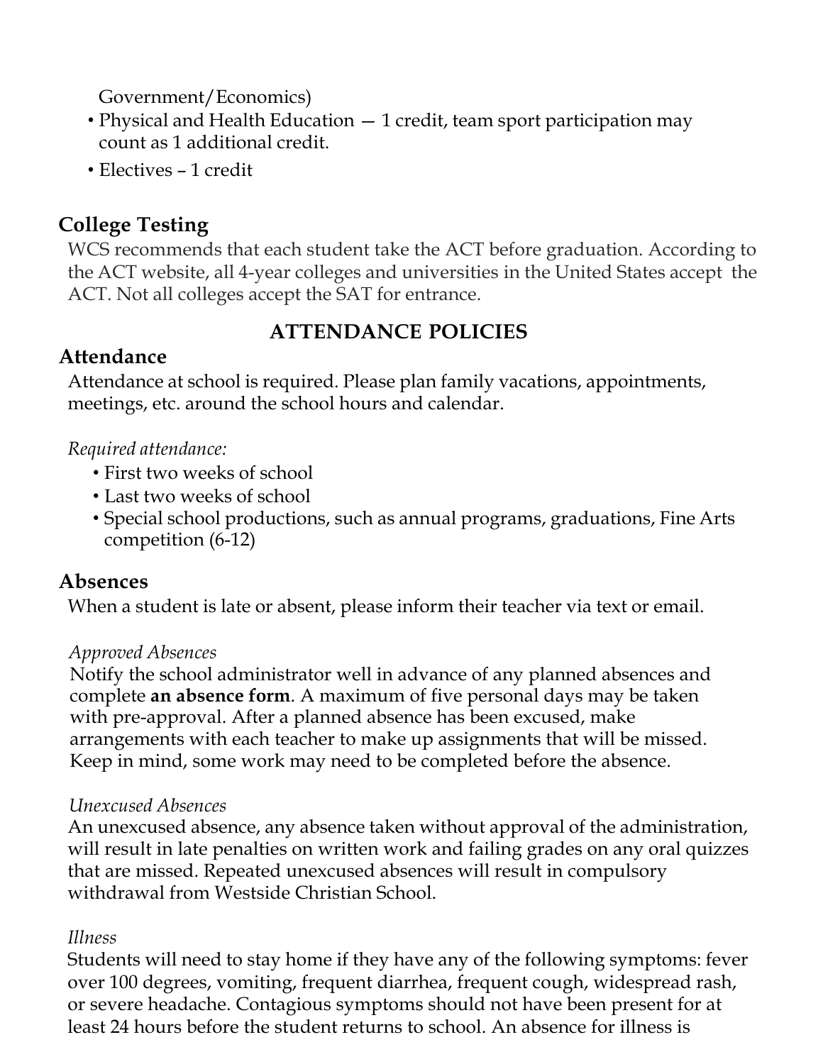Government/Economics)

- Physical and Health Education — 1 credit, team sport participation may count as 1 additional credit.
- Electives – 1 credit

## College Testing

WCS recommends that each student take the ACT before graduation. According to the ACT website, all 4-year colleges and universities in the United States accept the ACT. Not all colleges accept the SAT for entrance.

# ATTENDANCE POLICIES

## Attendance

Attendance at school is required. Please plan family vacations, appointments, meetings, etc. around the school hours and calendar.

*Required attendance:*

- First two weeks of school
- Last two weeks of school
- Special school productions, such as annual programs, graduations, Fine Arts competition (6-12)

## Absences

When a student is late or absent, please inform their teacher via text or email.

*Approved Absences*

Notify the school administrator well in advance of any planned absences and complete **an absence form**. A maximum of five personal days may be taken with pre-approval. After a planned absence has been excused, make arrangements with each teacher to make up assignments that will be missed. Keep in mind, some work may need to be completed before the absence.

*Unexcused Absences*

An unexcused absence, any absence taken without approval of the administration, will result in late penalties on written work and failing grades on any oral quizzes that are missed. Repeated unexcused absences will result in compulsory withdrawal from Westside Christian School.

*Illness*

Students will need to stay home if they have any of the following symptoms: fever over 100 degrees, vomiting, frequent diarrhea, frequent cough, widespread rash, or severe headache. Contagious symptoms should not have been present for at least 24 hours before the student returns to school. An absence for illness is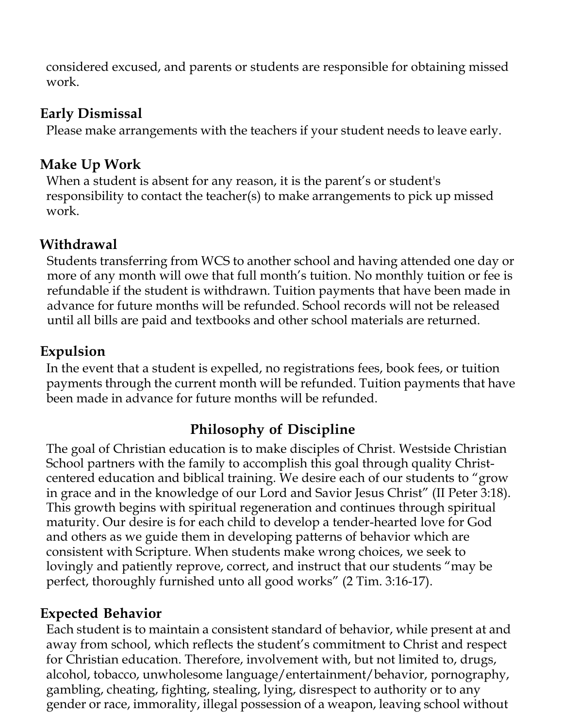considered excused, and parents or students are responsible for obtaining missed work.

## Early Dismissal

Please make arrangements with the teachers if your student needs to leave early.

## Make Up Work

When a student is absent for any reason, it is the parent’s or student's responsibility to contact the teacher(s) to make arrangements to pick up missed work.

## Withdrawal

Students transferring from WCS to another school and having attended one day or more of any month will owe that full month’s tuition. No monthly tuition or fee is refundable if the student is withdrawn. Tuition payments that have been made in advance for future months will be refunded. School records will not be released until all bills are paid and textbooks and other school materials are returned.

## Expulsion

In the event that a student is expelled, no registrations fees, book fees, or tuition payments through the current month will be refunded. Tuition payments that have been made in advance for future months will be refunded.

# Philosophy of Discipline

The goal of Christian education is to make disciples of Christ. Westside Christian School partners with the family to accomplish this goal through quality Christ-centered education and biblical training. We desire each of our students to “grow in grace and in the knowledge of our Lord and Savior Jesus Christ” (II Peter 3:18). This growth begins with spiritual regeneration and continues through spiritual maturity. Our desire is for each child to develop a tender-hearted love for God and others as we guide them in developing patterns of behavior which are consistent with Scripture. When students make wrong choices, we seek to lovingly and patiently reprove, correct, and instruct that our students “may be perfect, thoroughly furnished unto all good works” (2 Tim. 3:16-17).

## Expected Behavior

Each student is to maintain a consistent standard of behavior, while present at and away from school, which reflects the student’s commitment to Christ and respect for Christian education. Therefore, involvement with, but not limited to, drugs, alcohol, tobacco, unwholesome language/entertainment/behavior, pornography, gambling, cheating, fighting, stealing, lying, disrespect to authority or to any gender or race, immorality, illegal possession of a weapon, leaving school without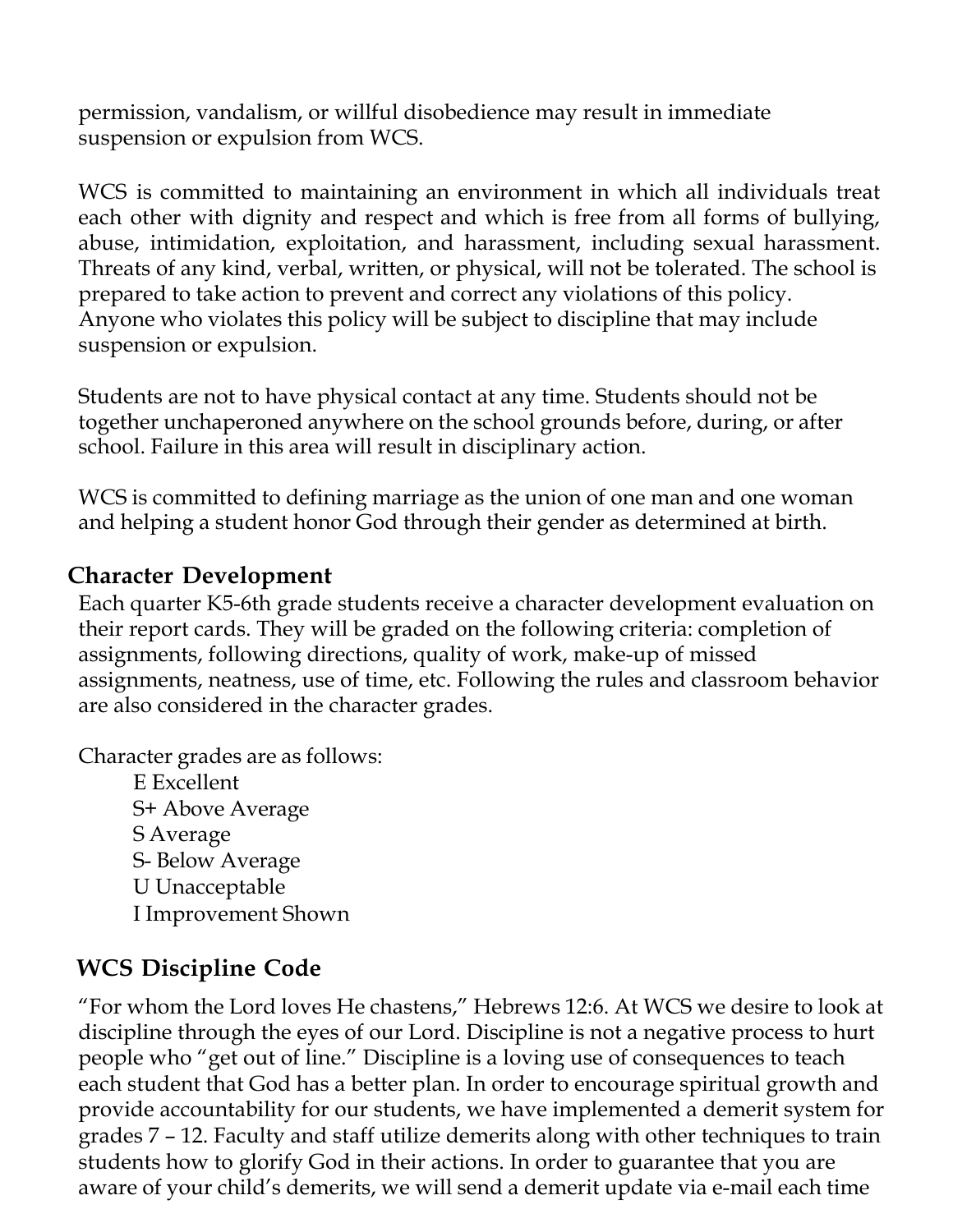permission, vandalism, or willful disobedience may result in immediate suspension or expulsion from WCS.

WCS is committed to maintaining an environment in which all individuals treat each other with dignity and respect and which is free from all forms of bullying, abuse, intimidation, exploitation, and harassment, including sexual harassment. Threats of any kind, verbal, written, or physical, will not be tolerated. The school is prepared to take action to prevent and correct any violations of this policy. Anyone who violates this policy will be subject to discipline that may include suspension or expulsion.

Students are not to have physical contact at any time. Students should not be together unchaperoned anywhere on the school grounds before, during, or after school. Failure in this area will result in disciplinary action.

WCS is committed to defining marriage as the union of one man and one woman and helping a student honor God through their gender as determined at birth.

## Character Development

Each quarter K5-6th grade students receive a character development evaluation on their report cards. They will be graded on the following criteria: completion of assignments, following directions, quality of work, make-up of missed assignments, neatness, use of time, etc. Following the rules and classroom behavior are also considered in the character grades.

Character grades are as follows:

- E Excellent
- S+ Above Average
- S Average
- S- Below Average
- U Unacceptable
- I Improvement Shown

## WCS Discipline Code

“For whom the Lord loves He chastens,” Hebrews 12:6. At WCS we desire to look at discipline through the eyes of our Lord. Discipline is not a negative process to hurt people who “get out of line.” Discipline is a loving use of consequences to teach each student that God has a better plan. In order to encourage spiritual growth and provide accountability for our students, we have implemented a demerit system for grades 7 – 12. Faculty and staff utilize demerits along with other techniques to train students how to glorify God in their actions. In order to guarantee that you are aware of your child’s demerits, we will send a demerit update via e-mail each time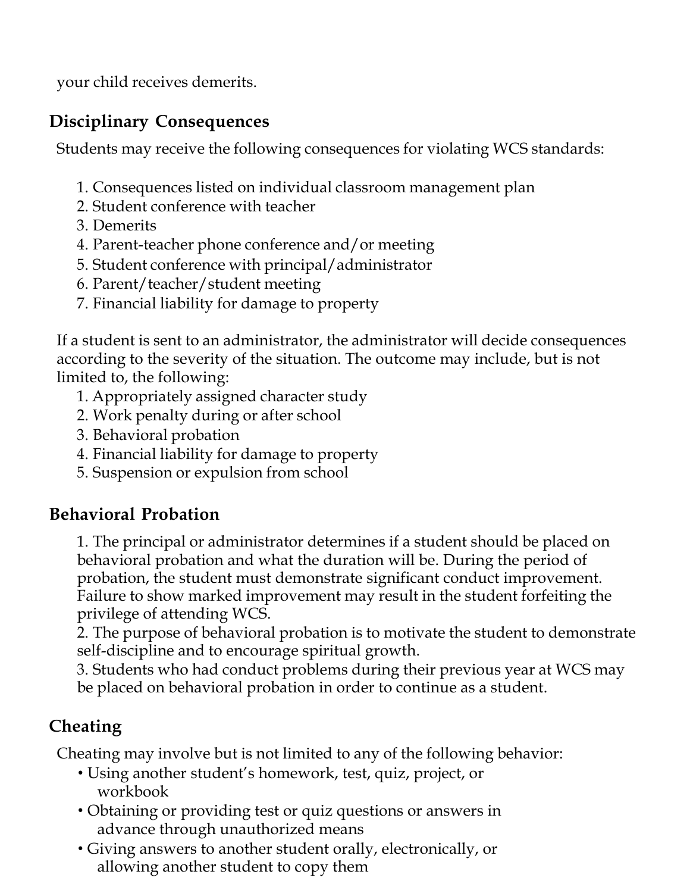your child receives demerits.

## Disciplinary Consequences

Students may receive the following consequences for violating WCS standards:

1. Consequences listed on individual classroom management plan
2. Student conference with teacher
3. Demerits
4. Parent-teacher phone conference and/or meeting
5. Student conference with principal/administrator
6. Parent/teacher/student meeting
7. Financial liability for damage to property

If a student is sent to an administrator, the administrator will decide consequences according to the severity of the situation. The outcome may include, but is not limited to, the following:

1. Appropriately assigned character study
2. Work penalty during or after school
3. Behavioral probation
4. Financial liability for damage to property
5. Suspension or expulsion from school

## Behavioral Probation

1. The principal or administrator determines if a student should be placed on behavioral probation and what the duration will be. During the period of probation, the student must demonstrate significant conduct improvement. Failure to show marked improvement may result in the student forfeiting the privilege of attending WCS.
2. The purpose of behavioral probation is to motivate the student to demonstrate self-discipline and to encourage spiritual growth.
3. Students who had conduct problems during their previous year at WCS may be placed on behavioral probation in order to continue as a student.

## Cheating

Cheating may involve but is not limited to any of the following behavior:

- Using another student's homework, test, quiz, project, or workbook
- Obtaining or providing test or quiz questions or answers in advance through unauthorized means
- Giving answers to another student orally, electronically, or allowing another student to copy them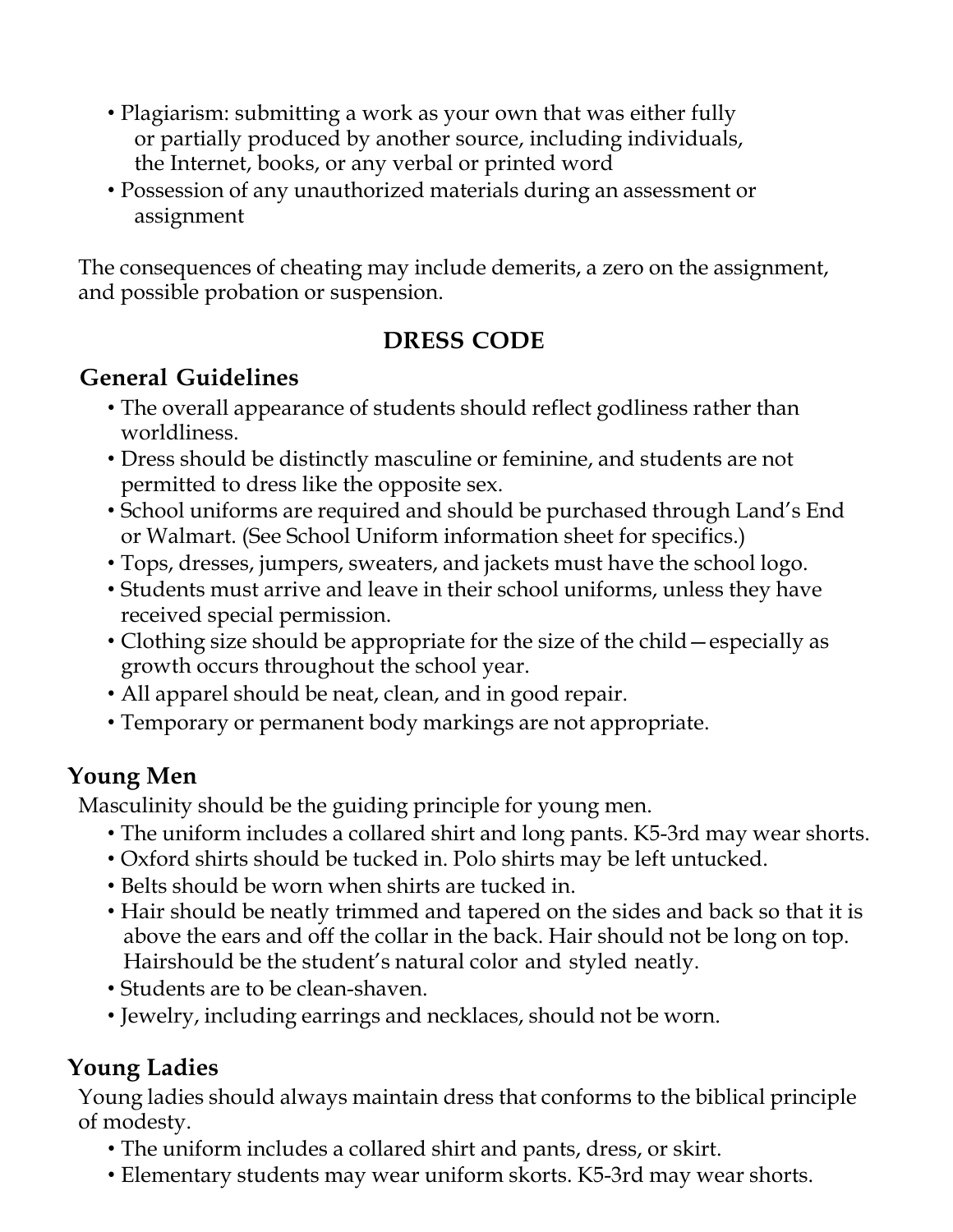- Plagiarism: submitting a work as your own that was either fully or partially produced by another source, including individuals, the Internet, books, or any verbal or printed word
- Possession of any unauthorized materials during an assessment or assignment

The consequences of cheating may include demerits, a zero on the assignment, and possible probation or suspension.

## DRESS CODE

### General Guidelines

- The overall appearance of students should reflect godliness rather than worldliness.
- Dress should be distinctly masculine or feminine, and students are not permitted to dress like the opposite sex.
- School uniforms are required and should be purchased through Land's End or Walmart. (See School Uniform information sheet for specifics.)
- Tops, dresses, jumpers, sweaters, and jackets must have the school logo.
- Students must arrive and leave in their school uniforms, unless they have received special permission.
- Clothing size should be appropriate for the size of the child—especially as growth occurs throughout the school year.
- All apparel should be neat, clean, and in good repair.
- Temporary or permanent body markings are not appropriate.

### Young Men

Masculinity should be the guiding principle for young men.

- The uniform includes a collared shirt and long pants. K5-3rd may wear shorts.
- Oxford shirts should be tucked in. Polo shirts may be left untucked.
- Belts should be worn when shirts are tucked in.
- Hair should be neatly trimmed and tapered on the sides and back so that it is above the ears and off the collar in the back. Hair should not be long on top. Hairshould be the student's natural color and styled neatly.
- Students are to be clean-shaven.
- Jewelry, including earrings and necklaces, should not be worn.

### Young Ladies

Young ladies should always maintain dress that conforms to the biblical principle of modesty.

- The uniform includes a collared shirt and pants, dress, or skirt.
- Elementary students may wear uniform skorts. K5-3rd may wear shorts.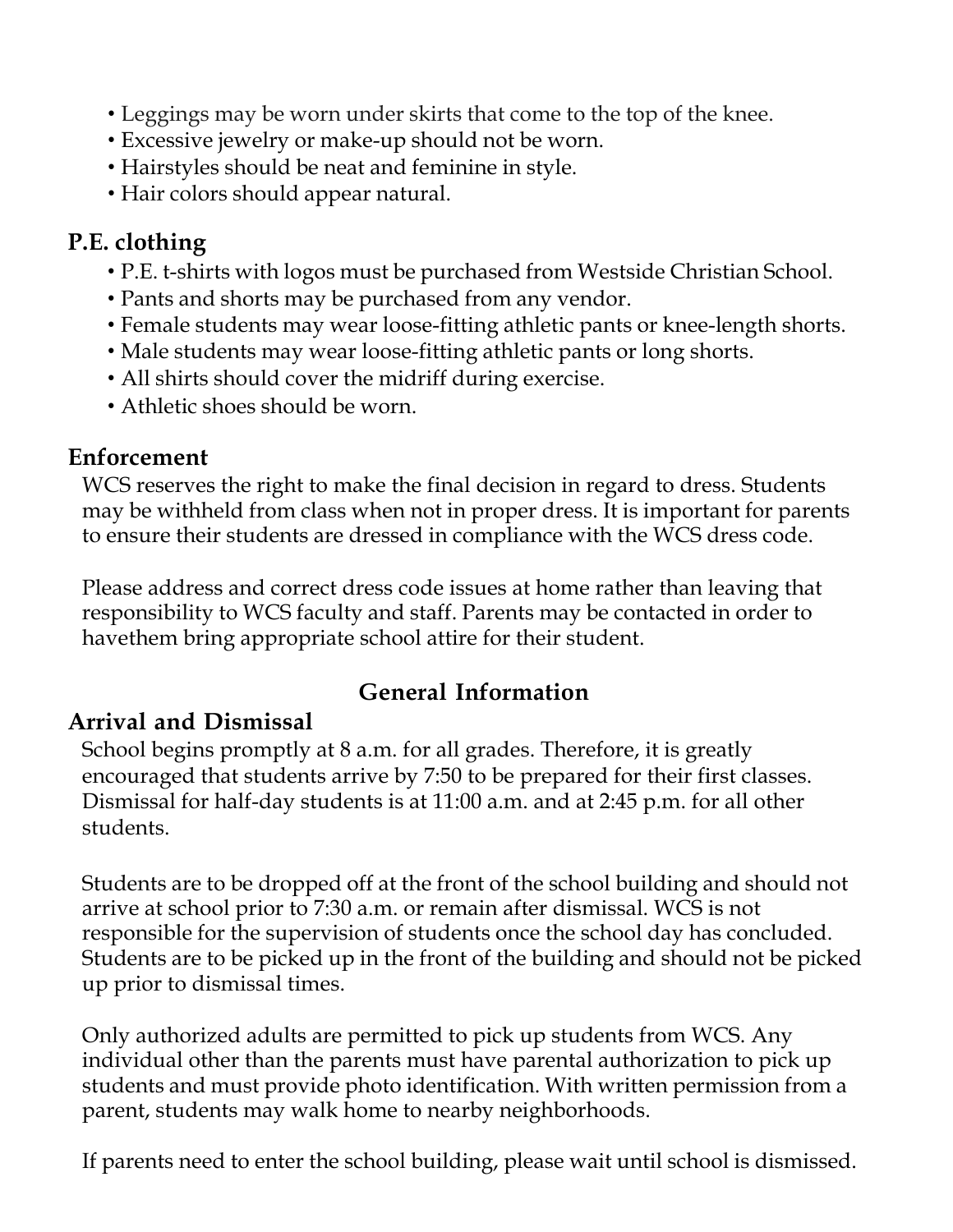- Leggings may be worn under skirts that come to the top of the knee.
- Excessive jewelry or make-up should not be worn.
- Hairstyles should be neat and feminine in style.
- Hair colors should appear natural.

### P.E. clothing

- P.E. t-shirts with logos must be purchased from Westside Christian School.
- Pants and shorts may be purchased from any vendor.
- Female students may wear loose-fitting athletic pants or knee-length shorts.
- Male students may wear loose-fitting athletic pants or long shorts.
- All shirts should cover the midriff during exercise.
- Athletic shoes should be worn.

### Enforcement

WCS reserves the right to make the final decision in regard to dress. Students may be withheld from class when not in proper dress. It is important for parents to ensure their students are dressed in compliance with the WCS dress code.

Please address and correct dress code issues at home rather than leaving that responsibility to WCS faculty and staff. Parents may be contacted in order to havethem bring appropriate school attire for their student.

## General Information

### Arrival and Dismissal

School begins promptly at 8 a.m. for all grades. Therefore, it is greatly encouraged that students arrive by 7:50 to be prepared for their first classes. Dismissal for half-day students is at 11:00 a.m. and at 2:45 p.m. for all other students.

Students are to be dropped off at the front of the school building and should not arrive at school prior to 7:30 a.m. or remain after dismissal. WCS is not responsible for the supervision of students once the school day has concluded. Students are to be picked up in the front of the building and should not be picked up prior to dismissal times.

Only authorized adults are permitted to pick up students from WCS. Any individual other than the parents must have parental authorization to pick up students and must provide photo identification. With written permission from a parent, students may walk home to nearby neighborhoods.

If parents need to enter the school building, please wait until school is dismissed.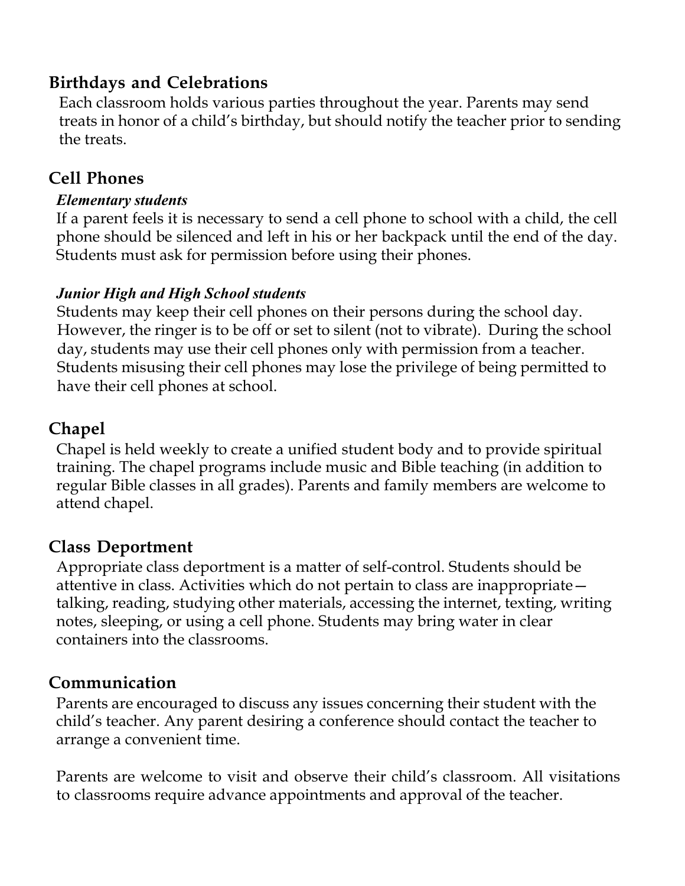## Birthdays and Celebrations

Each classroom holds various parties throughout the year. Parents may send treats in honor of a child's birthday, but should notify the teacher prior to sending the treats.

## Cell Phones

### *Elementary students*

If a parent feels it is necessary to send a cell phone to school with a child, the cell phone should be silenced and left in his or her backpack until the end of the day. Students must ask for permission before using their phones.

### *Junior High and High School students*

Students may keep their cell phones on their persons during the school day. However, the ringer is to be off or set to silent (not to vibrate). During the school day, students may use their cell phones only with permission from a teacher. Students misusing their cell phones may lose the privilege of being permitted to have their cell phones at school.

## Chapel

Chapel is held weekly to create a unified student body and to provide spiritual training. The chapel programs include music and Bible teaching (in addition to regular Bible classes in all grades). Parents and family members are welcome to attend chapel.

## Class Deportment

Appropriate class deportment is a matter of self-control. Students should be attentive in class. Activities which do not pertain to class are inappropriate—talking, reading, studying other materials, accessing the internet, texting, writing notes, sleeping, or using a cell phone. Students may bring water in clear containers into the classrooms.

## Communication

Parents are encouraged to discuss any issues concerning their student with the child's teacher. Any parent desiring a conference should contact the teacher to arrange a convenient time.

Parents are welcome to visit and observe their child's classroom. All visitations to classrooms require advance appointments and approval of the teacher.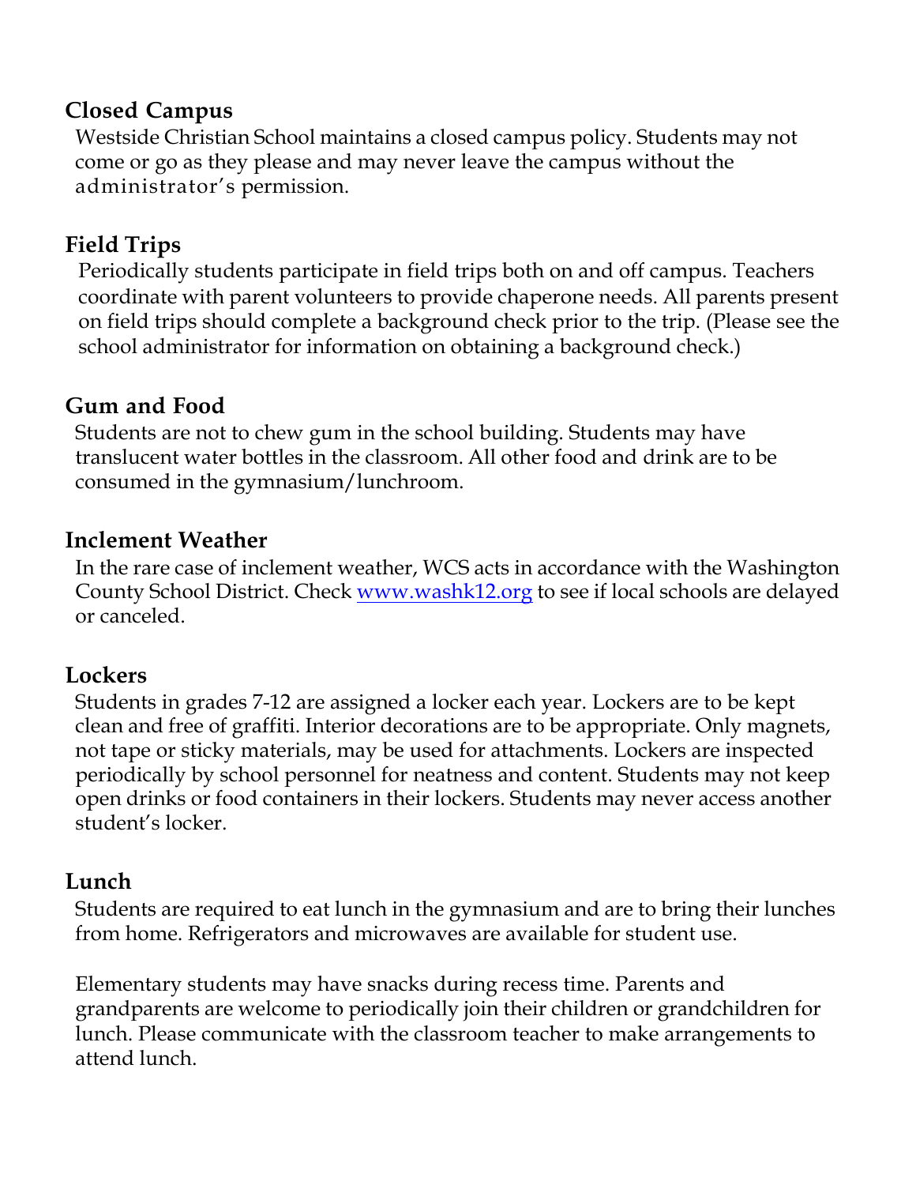## Closed Campus

Westside Christian School maintains a closed campus policy. Students may not come or go as they please and may never leave the campus without the administrator's permission.

## Field Trips

Periodically students participate in field trips both on and off campus. Teachers coordinate with parent volunteers to provide chaperone needs. All parents present on field trips should complete a background check prior to the trip. (Please see the school administrator for information on obtaining a background check.)

## Gum and Food

Students are not to chew gum in the school building. Students may have translucent water bottles in the classroom. All other food and drink are to be consumed in the gymnasium/lunchroom.

## Inclement Weather

In the rare case of inclement weather, WCS acts in accordance with the Washington County School District. Check [www.washk12.org](http://www.washk12.org) to see if local schools are delayed or canceled.

## Lockers

Students in grades 7-12 are assigned a locker each year. Lockers are to be kept clean and free of graffiti. Interior decorations are to be appropriate. Only magnets, not tape or sticky materials, may be used for attachments. Lockers are inspected periodically by school personnel for neatness and content. Students may not keep open drinks or food containers in their lockers. Students may never access another student's locker.

## Lunch

Students are required to eat lunch in the gymnasium and are to bring their lunches from home. Refrigerators and microwaves are available for student use.

Elementary students may have snacks during recess time. Parents and grandparents are welcome to periodically join their children or grandchildren for lunch. Please communicate with the classroom teacher to make arrangements to attend lunch.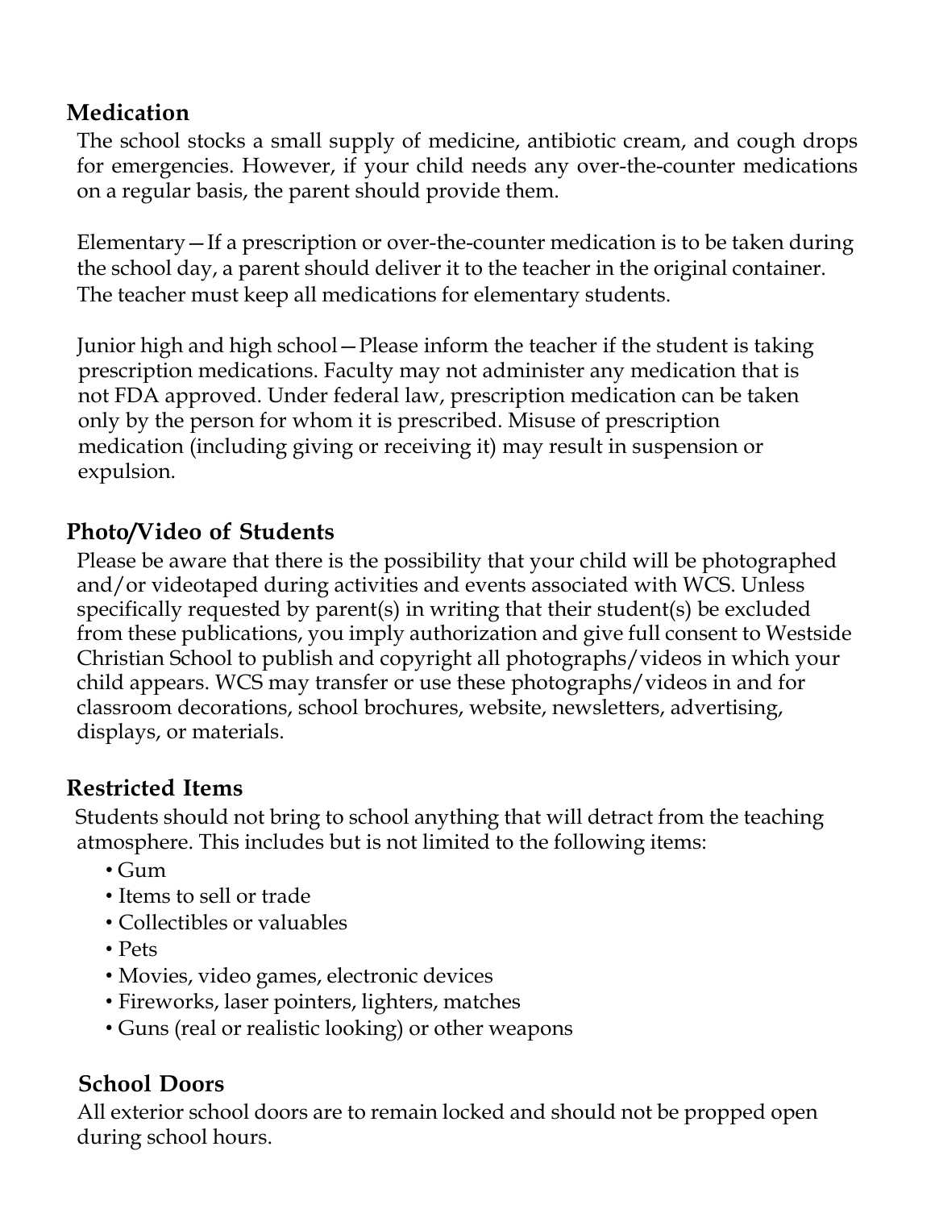## Medication

The school stocks a small supply of medicine, antibiotic cream, and cough drops for emergencies. However, if your child needs any over-the-counter medications on a regular basis, the parent should provide them.

Elementary—If a prescription or over-the-counter medication is to be taken during the school day, a parent should deliver it to the teacher in the original container. The teacher must keep all medications for elementary students.

Junior high and high school—Please inform the teacher if the student is taking prescription medications. Faculty may not administer any medication that is not FDA approved. Under federal law, prescription medication can be taken only by the person for whom it is prescribed. Misuse of prescription medication (including giving or receiving it) may result in suspension or expulsion.

## Photo/Video of Students

Please be aware that there is the possibility that your child will be photographed and/or videotaped during activities and events associated with WCS. Unless specifically requested by parent(s) in writing that their student(s) be excluded from these publications, you imply authorization and give full consent to Westside Christian School to publish and copyright all photographs/videos in which your child appears. WCS may transfer or use these photographs/videos in and for classroom decorations, school brochures, website, newsletters, advertising, displays, or materials.

## Restricted Items

Students should not bring to school anything that will detract from the teaching atmosphere. This includes but is not limited to the following items:

- Gum
- Items to sell or trade
- Collectibles or valuables
- Pets
- Movies, video games, electronic devices
- Fireworks, laser pointers, lighters, matches
- Guns (real or realistic looking) or other weapons

## School Doors

All exterior school doors are to remain locked and should not be propped open during school hours.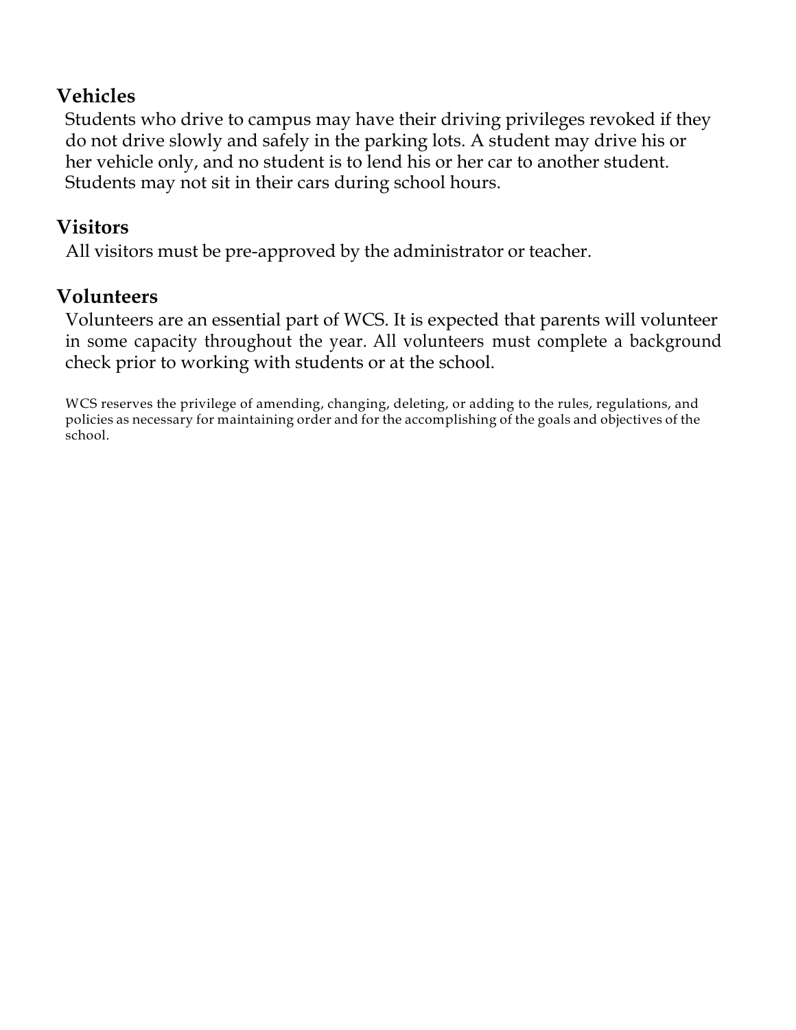## Vehicles

Students who drive to campus may have their driving privileges revoked if they do not drive slowly and safely in the parking lots. A student may drive his or her vehicle only, and no student is to lend his or her car to another student. Students may not sit in their cars during school hours.

## Visitors

All visitors must be pre-approved by the administrator or teacher.

## Volunteers

Volunteers are an essential part of WCS. It is expected that parents will volunteer in some capacity throughout the year. All volunteers must complete a background check prior to working with students or at the school.

WCS reserves the privilege of amending, changing, deleting, or adding to the rules, regulations, and policies as necessary for maintaining order and for the accomplishing of the goals and objectives of the school.